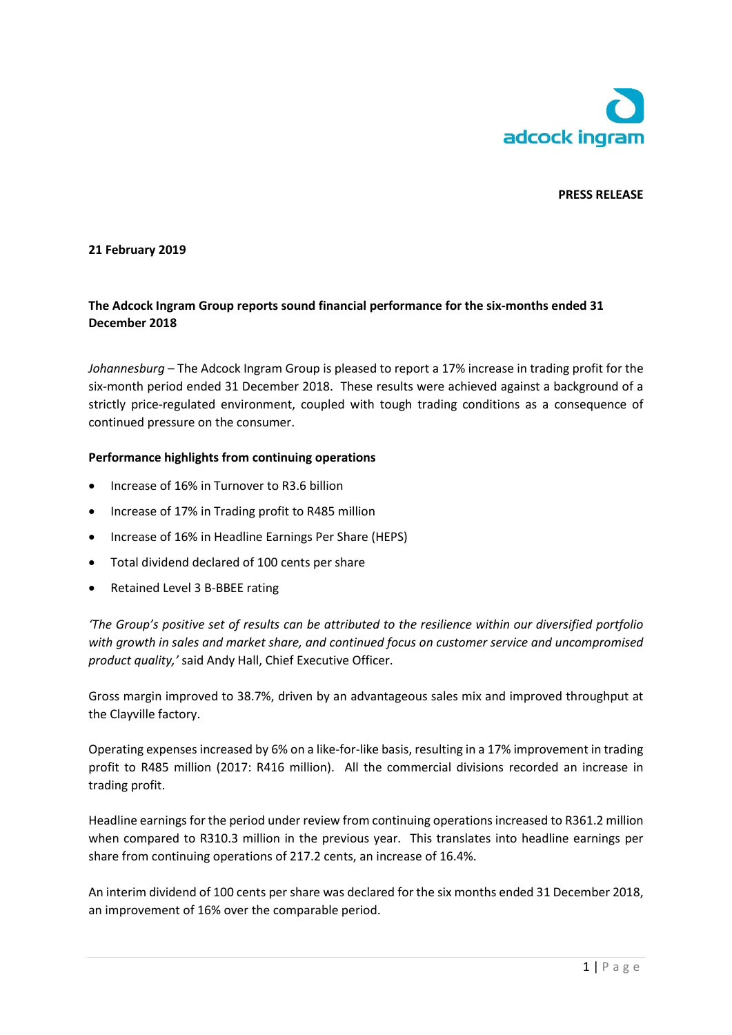adcock ingram

**PRESS RELEASE**

**21 February 2019**

**The Adcock Ingram Group reports sound financial performance for the six-months ended 31 December 2018**

*Johannesburg* – The Adcock Ingram Group is pleased to report a 17% increase in trading profit for the six-month period ended 31 December 2018. These results were achieved against a background of a strictly price-regulated environment, coupled with tough trading conditions as a consequence of continued pressure on the consumer.

**Performance highlights from continuing operations**

- Increase of 16% in Turnover to R3.6 billion
- Increase of 17% in Trading profit to R485 million
- Increase of 16% in Headline Earnings Per Share (HEPS)
- Total dividend declared of 100 cents per share
- Retained Level 3 B-BBEE rating

*'The Group's positive set of results can be attributed to the resilience within our diversified portfolio with growth in sales and market share, and continued focus on customer service and uncompromised product quality,'* said Andy Hall, Chief Executive Officer.

Gross margin improved to 38.7%, driven by an advantageous sales mix and improved throughput at the Clayville factory.

Operating expenses increased by 6% on a like-for-like basis, resulting in a 17% improvement in trading profit to R485 million (2017: R416 million). All the commercial divisions recorded an increase in trading profit.

Headline earnings for the period under review from continuing operations increased to R361.2 million when compared to R310.3 million in the previous year. This translates into headline earnings per share from continuing operations of 217.2 cents, an increase of 16.4%.

An interim dividend of 100 cents per share was declared for the six months ended 31 December 2018, an improvement of 16% over the comparable period.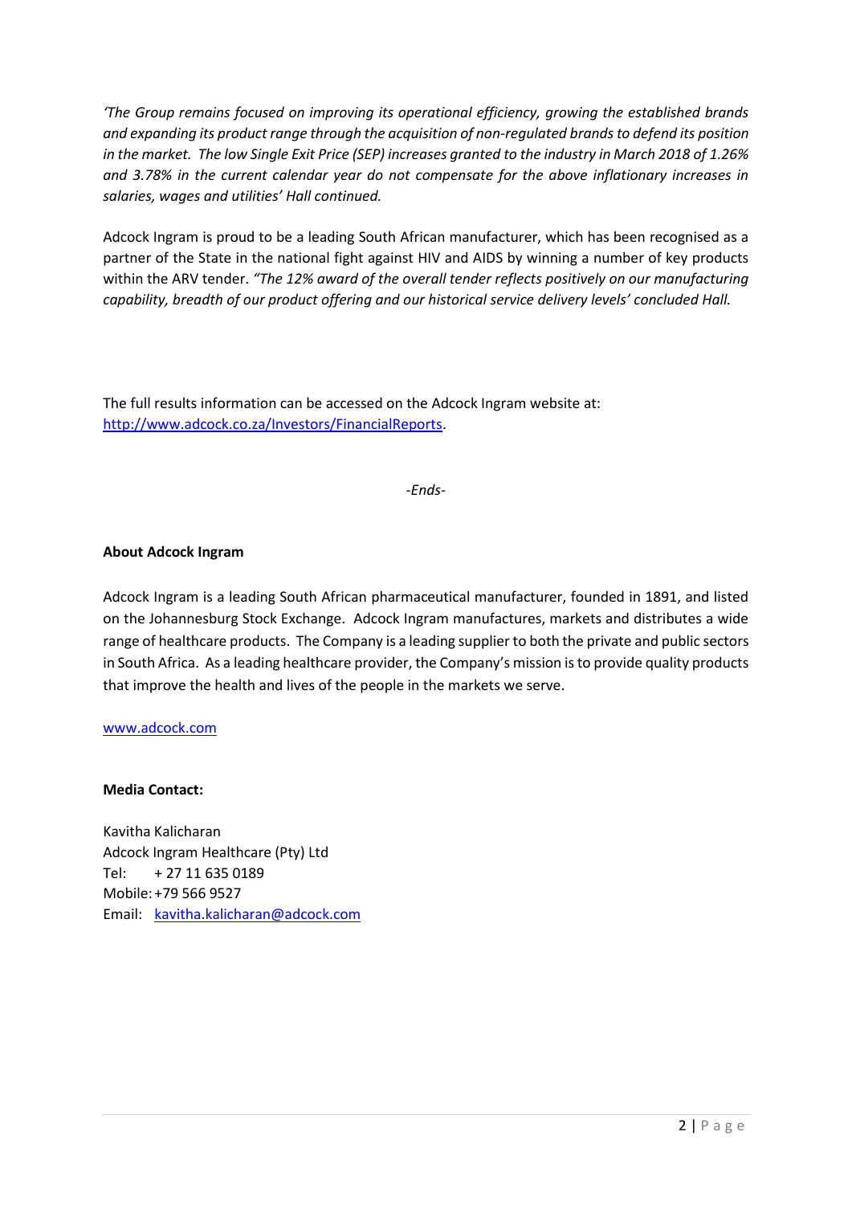*'The Group remains focused on improving its operational efficiency, growing the established brands and expanding its product range through the acquisition of non-regulated brands to defend its position in the market. The low Single Exit Price (SEP) increases granted to the industry in March 2018 of 1.26% and 3.78% in the current calendar year do not compensate for the above inflationary increases in salaries, wages and utilities' Hall continued.*

Adcock Ingram is proud to be a leading South African manufacturer, which has been recognised as a partner of the State in the national fight against HIV and AIDS by winning a number of key products within the ARV tender. *"The 12% award of the overall tender reflects positively on our manufacturing capability, breadth of our product offering and our historical service delivery levels' concluded Hall.*

The full results information can be accessed on the Adcock Ingram website at: [http://www.adcock.co.za/Investors/FinancialReports](http://www.adcock.co.za/Investors/FinancialReports).

*-Ends-*

**About Adcock Ingram**

Adcock Ingram is a leading South African pharmaceutical manufacturer, founded in 1891, and listed on the Johannesburg Stock Exchange. Adcock Ingram manufactures, markets and distributes a wide range of healthcare products. The Company is a leading supplier to both the private and public sectors in South Africa. As a leading healthcare provider, the Company's mission is to provide quality products that improve the health and lives of the people in the markets we serve.

[www.adcock.com](www.adcock.com)

**Media Contact:**

Kavitha Kalicharan
Adcock Ingram Healthcare (Pty) Ltd
Tel: + 27 11 635 0189
Mobile: +79 566 9527
Email: [kavitha.kalicharan@adcock.com](mailto:kavitha.kalicharan@adcock.com)